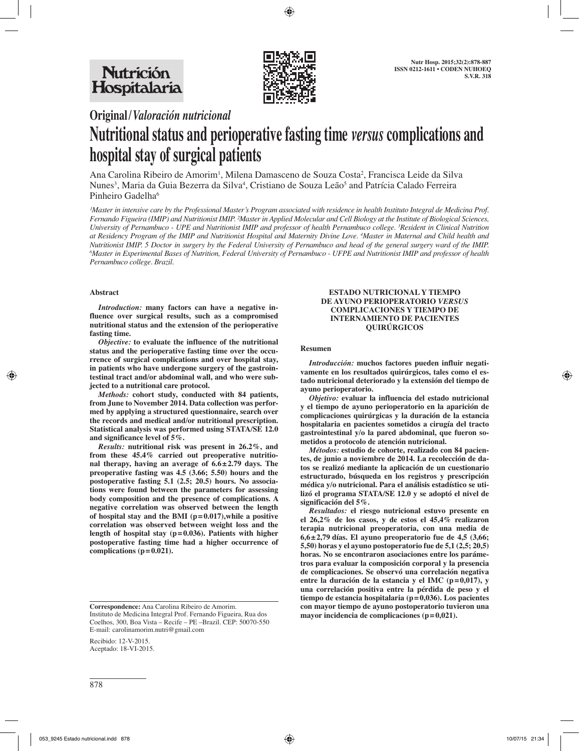Original / *Valoración nutricional*

# Nutritional status and perioperative fasting time *versus* complications and hospital stay of surgical patients

Ana Carolina Ribeiro de Amorim[1], Milena Damasceno de Souza Costa[2], Francisca Leide da Silva Nunes[3], Maria da Guia Bezerra da Silva[4], Cristiano de Souza Leão[5] and Patrícia Calado Ferreira Pinheiro Gadelha[6]

*[1]Master in intensive care by the Professional Master's Program associated with residence in health Instituto Integral de Medicina Prof. Fernando Figueira (IMIP) and Nutritionist IMIP. [2]Master in Applied Molecular and Cell Biology at the Institute of Biological Sciences, University of Pernambuco - UPE and Nutritionist IMIP and professor of health Pernambuco college. [3]Resident in Clinical Nutrition at Residency Program of the IMIP and Nutritionist Hospital and Maternity Divine Love. [4]Master in Maternal and Child health and Nutritionist IMIP. 5 Doctor in surgery by the Federal University of Pernambuco and head of the general surgery ward of the IMIP. [6]Master in Experimental Bases of Nutrition, Federal University of Pernambuco - UFPE and Nutritionist IMIP and professor of health Pernambuco college. Brazil.*

## Abstract

***Introduction:*** **many factors can have a negative influence over surgical results, such as a compromised nutritional status and the extension of the perioperative fasting time.**

***Objective:*** **to evaluate the influence of the nutritional status and the perioperative fasting time over the occurrence of surgical complications and over hospital stay, in patients who have undergone surgery of the gastrointestinal tract and/or abdominal wall, and who were subjected to a nutritional care protocol.**

***Methods:*** **cohort study, conducted with 84 patients, from June to November 2014. Data collection was performed by applying a structured questionnaire, search over the records and medical and/or nutritional prescription. Statistical analysis was performed using STATA/SE 12.0 and significance level of 5%.**

***Results:*** **nutritional risk was present in 26.2%, and from these 45.4% carried out preoperative nutritional therapy, having an average of 6.6±2.79 days. The preoperative fasting was 4.5 (3.66; 5.50) hours and the postoperative fasting 5.1 (2.5; 20.5) hours. No associations were found between the parameters for assessing body composition and the presence of complications. A negative correlation was observed between the length of hospital stay and the BMI (p=0.017),while a positive correlation was observed between weight loss and the length of hospital stay (p=0.036). Patients with higher postoperative fasting time had a higher occurrence of complications (p=0.021).**

**Correspondence:** Ana Carolina Ribeiro de Amorim.
Instituto de Medicina Integral Prof. Fernando Figueira, Rua dos Coelhos, 300, Boa Vista – Recife – PE –Brazil. CEP: 50070-550
E-mail: carolinamorim.nutri@gmail.com

Recibido: 12-V-2015.
Aceptado: 18-VI-2015.

## ESTADO NUTRICIONAL Y TIEMPO DE AYUNO PERIOPERATORIO *VERSUS* COMPLICACIONES Y TIEMPO DE INTERNAMIENTO DE PACIENTES QUIRÚRGICOS

### Resumen

***Introducción:*** **muchos factores pueden influir negativamente en los resultados quirúrgicos, tales como el estado nutricional deteriorado y la extensión del tiempo de ayuno perioperatorio.**

***Objetivo:*** **evaluar la influencia del estado nutricional y el tiempo de ayuno perioperatorio en la aparición de complicaciones quirúrgicas y la duración de la estancia hospitalaria en pacientes sometidos a cirugía del tracto gastrointestinal y/o la pared abdominal, que fueron sometidos a protocolo de atención nutricional.**

***Métodos:*** **estudio de cohorte, realizado con 84 pacientes, de junio a noviembre de 2014. La recolección de datos se realizó mediante la aplicación de un cuestionario estructurado, búsqueda en los registros y prescripción médica y/o nutricional. Para el análisis estadístico se utilizó el programa STATA/SE 12.0 y se adoptó el nivel de significación del 5%.**

***Resultados:*** **el riesgo nutricional estuvo presente en el 26,2% de los casos, y de estos el 45,4% realizaron terapia nutricional preoperatoria, con una media de 6,6±2,79 días. El ayuno preoperatorio fue de 4,5 (3,66; 5,50) horas y el ayuno postoperatorio fue de 5,1 (2,5; 20,5) horas. No se encontraron asociaciones entre los parámetros para evaluar la composición corporal y la presencia de complicaciones. Se observó una correlación negativa entre la duración de la estancia y el IMC (p=0,017), y una correlación positiva entre la pérdida de peso y el tiempo de estancia hospitalaria (p=0,036). Los pacientes con mayor tiempo de ayuno postoperatorio tuvieron una mayor incidencia de complicaciones (p=0,021).**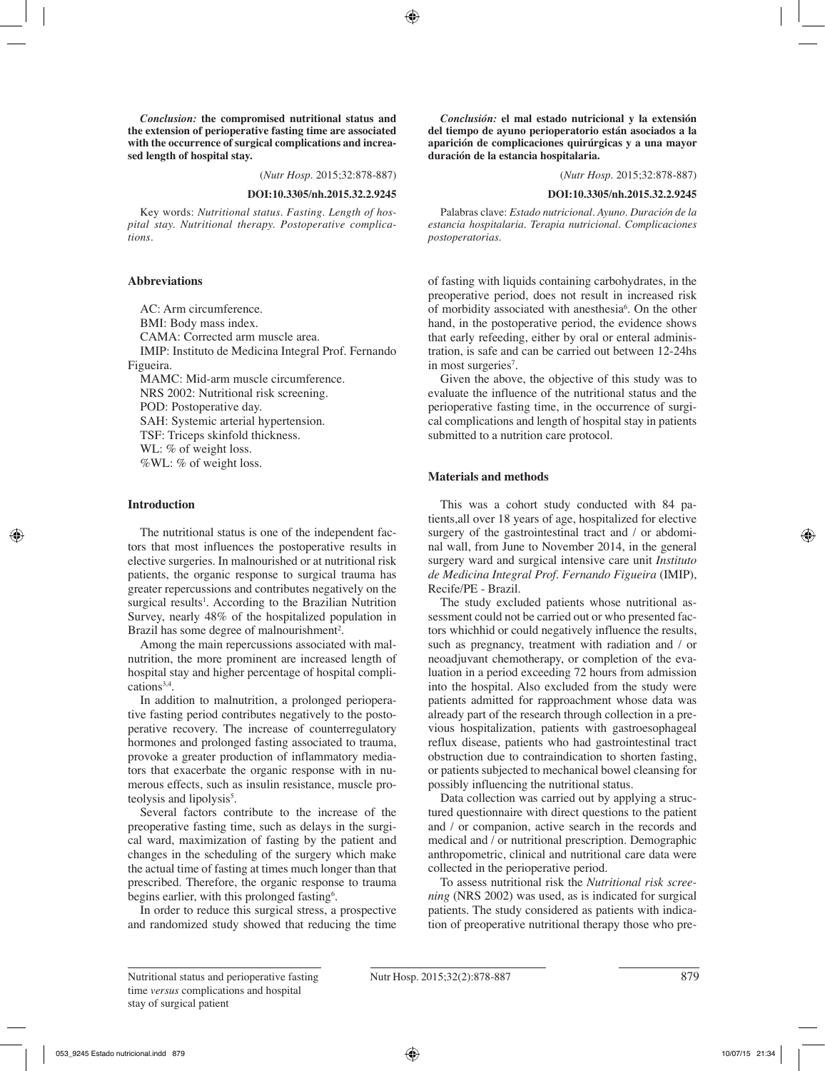*Conclusion:* **the compromised nutritional status and the extension of perioperative fasting time are associated with the occurrence of surgical complications and increased length of hospital stay.**

(*Nutr Hosp.* 2015;32:878-887)

**DOI:10.3305/nh.2015.32.2.9245**

Key words: *Nutritional status. Fasting. Length of hospital stay. Nutritional therapy. Postoperative complications.*

*Conclusión:* **el mal estado nutricional y la extensión del tiempo de ayuno perioperatorio están asociados a la aparición de complicaciones quirúrgicas y a una mayor duración de la estancia hospitalaria.**

(*Nutr Hosp.* 2015;32:878-887)

**DOI:10.3305/nh.2015.32.2.9245**

Palabras clave: *Estado nutricional. Ayuno. Duración de la estancia hospitalaria. Terapia nutricional. Complicaciones postoperatorias.*

## Abbreviations

AC: Arm circumference.
BMI: Body mass index.
CAMA: Corrected arm muscle area.
IMIP: Instituto de Medicina Integral Prof. Fernando Figueira.
MAMC: Mid-arm muscle circumference.
NRS 2002: Nutritional risk screening.
POD: Postoperative day.
SAH: Systemic arterial hypertension.
TSF: Triceps skinfold thickness.
WL: % of weight loss.
%WL: % of weight loss.

## Introduction

The nutritional status is one of the independent factors that most influences the postoperative results in elective surgeries. In malnourished or at nutritional risk patients, the organic response to surgical trauma has greater repercussions and contributes negatively on the surgical results[1]. According to the Brazilian Nutrition Survey, nearly 48% of the hospitalized population in Brazil has some degree of malnourishment[2].

Among the main repercussions associated with malnutrition, the more prominent are increased length of hospital stay and higher percentage of hospital complications[3,4].

In addition to malnutrition, a prolonged perioperative fasting period contributes negatively to the postoperative recovery. The increase of counterregulatory hormones and prolonged fasting associated to trauma, provoke a greater production of inflammatory mediators that exacerbate the organic response with in numerous effects, such as insulin resistance, muscle proteolysis and lipolysis[5].

Several factors contribute to the increase of the preoperative fasting time, such as delays in the surgical ward, maximization of fasting by the patient and changes in the scheduling of the surgery which make the actual time of fasting at times much longer than that prescribed. Therefore, the organic response to trauma begins earlier, with this prolonged fasting[6].

In order to reduce this surgical stress, a prospective and randomized study showed that reducing the time of fasting with liquids containing carbohydrates, in the preoperative period, does not result in increased risk of morbidity associated with anesthesia[6]. On the other hand, in the postoperative period, the evidence shows that early refeeding, either by oral or enteral administration, is safe and can be carried out between 12-24hs in most surgeries[7].

Given the above, the objective of this study was to evaluate the influence of the nutritional status and the perioperative fasting time, in the occurrence of surgical complications and length of hospital stay in patients submitted to a nutrition care protocol.

## Materials and methods

This was a cohort study conducted with 84 patients,all over 18 years of age, hospitalized for elective surgery of the gastrointestinal tract and / or abdominal wall, from June to November 2014, in the general surgery ward and surgical intensive care unit *Instituto de Medicina Integral Prof. Fernando Figueira* (IMIP), Recife/PE - Brazil.

The study excluded patients whose nutritional assessment could not be carried out or who presented factors whichhid or could negatively influence the results, such as pregnancy, treatment with radiation and / or neoadjuvant chemotherapy, or completion of the evaluation in a period exceeding 72 hours from admission into the hospital. Also excluded from the study were patients admitted for rapproachment whose data was already part of the research through collection in a previous hospitalization, patients with gastroesophageal reflux disease, patients who had gastrointestinal tract obstruction due to contraindication to shorten fasting, or patients subjected to mechanical bowel cleansing for possibly influencing the nutritional status.

Data collection was carried out by applying a structured questionnaire with direct questions to the patient and / or companion, active search in the records and medical and / or nutritional prescription. Demographic anthropometric, clinical and nutritional care data were collected in the perioperative period.

To assess nutritional risk the *Nutritional risk screening* (NRS 2002) was used, as is indicated for surgical patients. The study considered as patients with indication of preoperative nutritional therapy those who pre-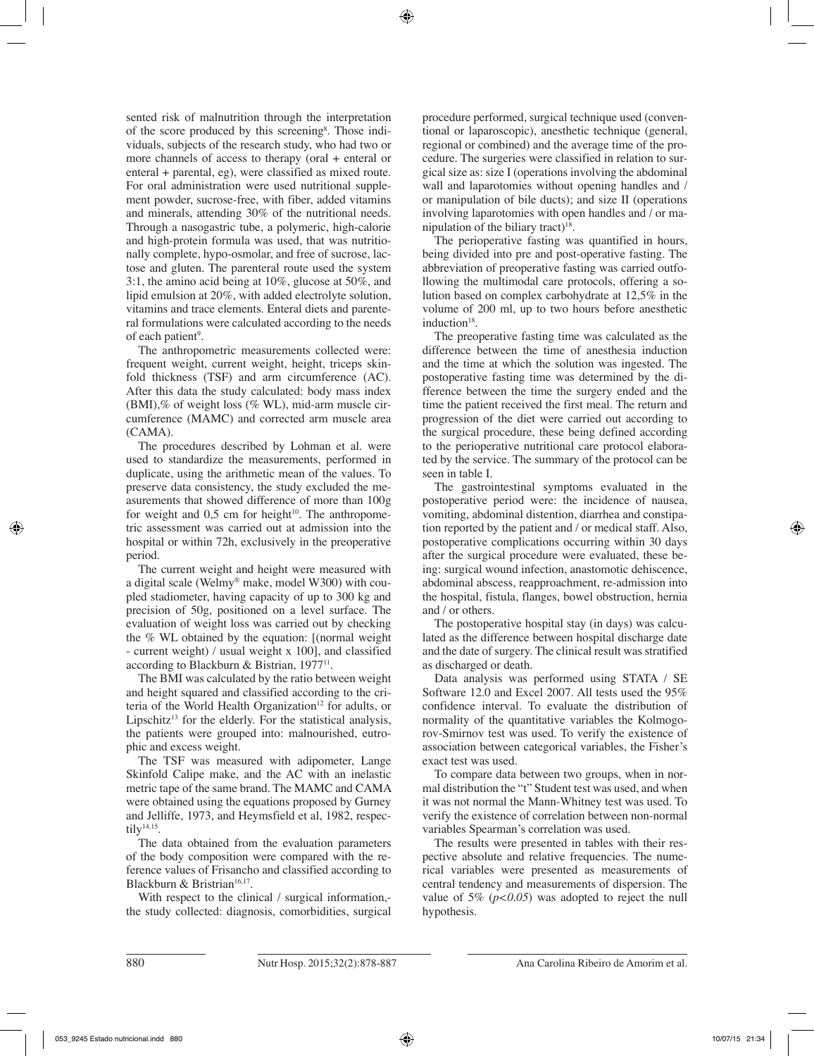sented risk of malnutrition through the interpretation of the score produced by this screening[8]. Those individuals, subjects of the research study, who had two or more channels of access to therapy (oral + enteral or enteral + parental, eg), were classified as mixed route. For oral administration were used nutritional supplement powder, sucrose-free, with fiber, added vitamins and minerals, attending 30% of the nutritional needs. Through a nasogastric tube, a polymeric, high-calorie and high-protein formula was used, that was nutritionally complete, hypo-osmolar, and free of sucrose, lactose and gluten. The parenteral route used the system 3:1, the amino acid being at 10%, glucose at 50%, and lipid emulsion at 20%, with added electrolyte solution, vitamins and trace elements. Enteral diets and parenteral formulations were calculated according to the needs of each patient[9].

The anthropometric measurements collected were: frequent weight, current weight, height, triceps skinfold thickness (TSF) and arm circumference (AC). After this data the study calculated: body mass index (BMI),% of weight loss (% WL), mid-arm muscle circumference (MAMC) and corrected arm muscle area (CAMA).

The procedures described by Lohman et al. were used to standardize the measurements, performed in duplicate, using the arithmetic mean of the values. To preserve data consistency, the study excluded the measurements that showed difference of more than 100g for weight and 0,5 cm for height[10]. The anthropometric assessment was carried out at admission into the hospital or within 72h, exclusively in the preoperative period.

The current weight and height were measured with a digital scale (Welmy® make, model W300) with coupled stadiometer, having capacity of up to 300 kg and precision of 50g, positioned on a level surface. The evaluation of weight loss was carried out by checking the % WL obtained by the equation: [(normal weight - current weight) / usual weight x 100], and classified according to Blackburn & Bistrian, 1977[11].

The BMI was calculated by the ratio between weight and height squared and classified according to the criteria of the World Health Organization[12] for adults, or Lipschitz[13] for the elderly. For the statistical analysis, the patients were grouped into: malnourished, eutrophic and excess weight.

The TSF was measured with adipometer, Lange Skinfold Calipe make, and the AC with an inelastic metric tape of the same brand. The MAMC and CAMA were obtained using the equations proposed by Gurney and Jelliffe, 1973, and Heymsfield et al, 1982, respectily[14,15].

The data obtained from the evaluation parameters of the body composition were compared with the reference values of Frisancho and classified according to Blackburn & Bristrian[16,17].

With respect to the clinical / surgical information,- the study collected: diagnosis, comorbidities, surgical procedure performed, surgical technique used (conventional or laparoscopic), anesthetic technique (general, regional or combined) and the average time of the procedure. The surgeries were classified in relation to surgical size as: size I (operations involving the abdominal wall and laparotomies without opening handles and / or manipulation of bile ducts); and size II (operations involving laparotomies with open handles and / or manipulation of the biliary tract)[18].

The perioperative fasting was quantified in hours, being divided into pre and post-operative fasting. The abbreviation of preoperative fasting was carried outfollowing the multimodal care protocols, offering a solution based on complex carbohydrate at 12,5% in the volume of 200 ml, up to two hours before anesthetic induction[18].

The preoperative fasting time was calculated as the difference between the time of anesthesia induction and the time at which the solution was ingested. The postoperative fasting time was determined by the difference between the time the surgery ended and the time the patient received the first meal. The return and progression of the diet were carried out according to the surgical procedure, these being defined according to the perioperative nutritional care protocol elaborated by the service. The summary of the protocol can be seen in table I.

The gastrointestinal symptoms evaluated in the postoperative period were: the incidence of nausea, vomiting, abdominal distention, diarrhea and constipation reported by the patient and / or medical staff. Also, postoperative complications occurring within 30 days after the surgical procedure were evaluated, these being: surgical wound infection, anastomotic dehiscence, abdominal abscess, reapproachment, re-admission into the hospital, fistula, flanges, bowel obstruction, hernia and / or others.

The postoperative hospital stay (in days) was calculated as the difference between hospital discharge date and the date of surgery. The clinical result was stratified as discharged or death.

Data analysis was performed using STATA / SE Software 12.0 and Excel 2007. All tests used the 95% confidence interval. To evaluate the distribution of normality of the quantitative variables the Kolmogorov-Smirnov test was used. To verify the existence of association between categorical variables, the Fisher's exact test was used.

To compare data between two groups, when in normal distribution the "t" Student test was used, and when it was not normal the Mann-Whitney test was used. To verify the existence of correlation between non-normal variables Spearman's correlation was used.

The results were presented in tables with their respective absolute and relative frequencies. The numerical variables were presented as measurements of central tendency and measurements of dispersion. The value of 5% ($p<0.05$) was adopted to reject the null hypothesis.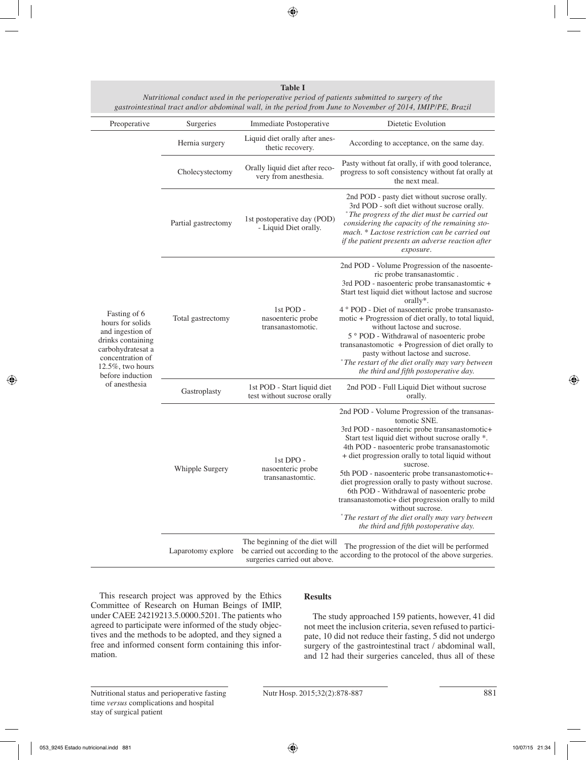**Table I**
*Nutritional conduct used in the perioperative period of patients submitted to surgery of the gastrointestinal tract and/or abdominal wall, in the period from June to November of 2014, IMIP/PE, Brazil*

| Preoperative | Surgeries | Immediate Postoperative | Dietetic Evolution |
|---|---|---|---|
| Fasting of 6 hours for solids and ingestion of drinks containing carbohydratesat a concentration of 12.5%, two hours before induction of anesthesia | Hernia surgery | Liquid diet orally after anesthetic recovery. | According to acceptance, on the same day. |
| | Cholecystectomy | Orally liquid diet after recovery from anesthesia. | Pasty without fat orally, if with good tolerance, progress to soft consistency without fat orally at the next meal. |
| | Partial gastrectomy | 1st postoperative day (POD) - Liquid Diet orally. | 2nd POD - pasty diet without sucrose orally. 3rd POD - soft diet without sucrose orally. *\*The progress of the diet must be carried out considering the capacity of the remaining stomach. \* Lactose restriction can be carried out if the patient presents an adverse reaction after exposure.* |
| | Total gastrectomy | 1st POD - nasoenteric probe transanastomotic. | 2nd POD - Volume Progression of the nasoenteric probe transanastomtic . 3rd POD - nasoenteric probe transanastomtic + Start test liquid diet without lactose and sucrose orally\*. 4 ° POD - Diet of nasoenteric probe transanastomotic + Progression of diet orally, to total liquid, without lactose and sucrose. 5 ° POD - Withdrawal of nasoenteric probe transanastomotic + Progression of diet orally to pasty without lactose and sucrose. *\*The restart of the diet orally may vary between the third and fifth postoperative day.* |
| | Gastroplasty | 1st POD - Start liquid diet test without sucrose orally | 2nd POD - Full Liquid Diet without sucrose orally. |
| | Whipple Surgery | 1st DPO - nasoenteric probe transanastomtic. | 2nd POD - Volume Progression of the transanastomotic SNE. 3rd POD - nasoenteric probe transanastomotic+ Start test liquid diet without sucrose orally \*. 4th POD - nasoenteric probe transanastomotic + diet progression orally to total liquid without sucrose. 5th POD - nasoenteric probe transanastomotic+-diet progression orally to pasty without sucrose. 6th POD - Withdrawal of nasoenteric probe transanastomotic+ diet progression orally to mild without sucrose. *\*The restart of the diet orally may vary between the third and fifth postoperative day.* |
| | Laparotomy explore | The beginning of the diet will be carried out according to the surgeries carried out above. | The progression of the diet will be performed according to the protocol of the above surgeries. |

This research project was approved by the Ethics Committee of Research on Human Beings of IMIP, under CAEE 24219213.5.0000.5201. The patients who agreed to participate were informed of the study objectives and the methods to be adopted, and they signed a free and informed consent form containing this information.

## Results

The study approached 159 patients, however, 41 did not meet the inclusion criteria, seven refused to participate, 10 did not reduce their fasting, 5 did not undergo surgery of the gastrointestinal tract / abdominal wall, and 12 had their surgeries canceled, thus all of these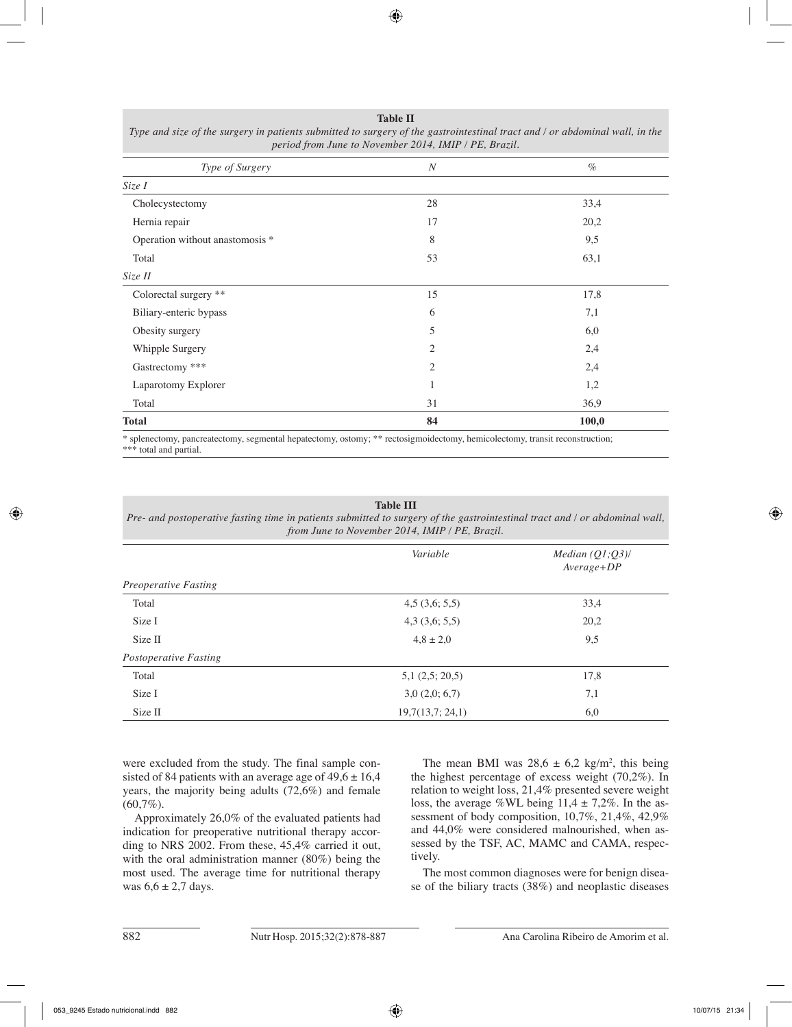**Table II**
*Type and size of the surgery in patients submitted to surgery of the gastrointestinal tract and / or abdominal wall, in the period from June to November 2014, IMIP / PE, Brazil.*

| *Type of Surgery* | *N* | *%* |
|---|---|---|
| *Size I* | | |
| Cholecystectomy | 28 | 33,4 |
| Hernia repair | 17 | 20,2 |
| Operation without anastomosis * | 8 | 9,5 |
| Total | 53 | 63,1 |
| *Size II* | | |
| Colorectal surgery ** | 15 | 17,8 |
| Biliary-enteric bypass | 6 | 7,1 |
| Obesity surgery | 5 | 6,0 |
| Whipple Surgery | 2 | 2,4 |
| Gastrectomy *** | 2 | 2,4 |
| Laparotomy Explorer | 1 | 1,2 |
| Total | 31 | 36,9 |
| **Total** | **84** | **100,0** |

* splenectomy, pancreatectomy, segmental hepatectomy, ostomy; ** rectosigmoidectomy, hemicolectomy, transit reconstruction; *** total and partial.

**Table III**
*Pre- and postoperative fasting time in patients submitted to surgery of the gastrointestinal tract and / or abdominal wall, from June to November 2014, IMIP / PE, Brazil.*

| | *Variable* | *Median (Q1;Q3)/ Average+DP* |
|---|---|---|
| *Preoperative Fasting* | | |
| Total | 4,5 (3,6; 5,5) | 33,4 |
| Size I | 4,3 (3,6; 5,5) | 20,2 |
| Size II | 4,8 ± 2,0 | 9,5 |
| *Postoperative Fasting* | | |
| Total | 5,1 (2,5; 20,5) | 17,8 |
| Size I | 3,0 (2,0; 6,7) | 7,1 |
| Size II | 19,7(13,7; 24,1) | 6,0 |

were excluded from the study. The final sample consisted of 84 patients with an average age of 49,6 ± 16,4 years, the majority being adults (72,6%) and female (60,7%).

Approximately 26,0% of the evaluated patients had indication for preoperative nutritional therapy according to NRS 2002. From these, 45,4% carried it out, with the oral administration manner (80%) being the most used. The average time for nutritional therapy was 6,6 ± 2,7 days.

The mean BMI was 28,6 ± 6,2 kg/m$^2$, this being the highest percentage of excess weight (70,2%). In relation to weight loss, 21,4% presented severe weight loss, the average %WL being 11,4 ± 7,2%. In the assessment of body composition, 10,7%, 21,4%, 42,9% and 44,0% were considered malnourished, when assessed by the TSF, AC, MAMC and CAMA, respectively.

The most common diagnoses were for benign disease of the biliary tracts (38%) and neoplastic diseases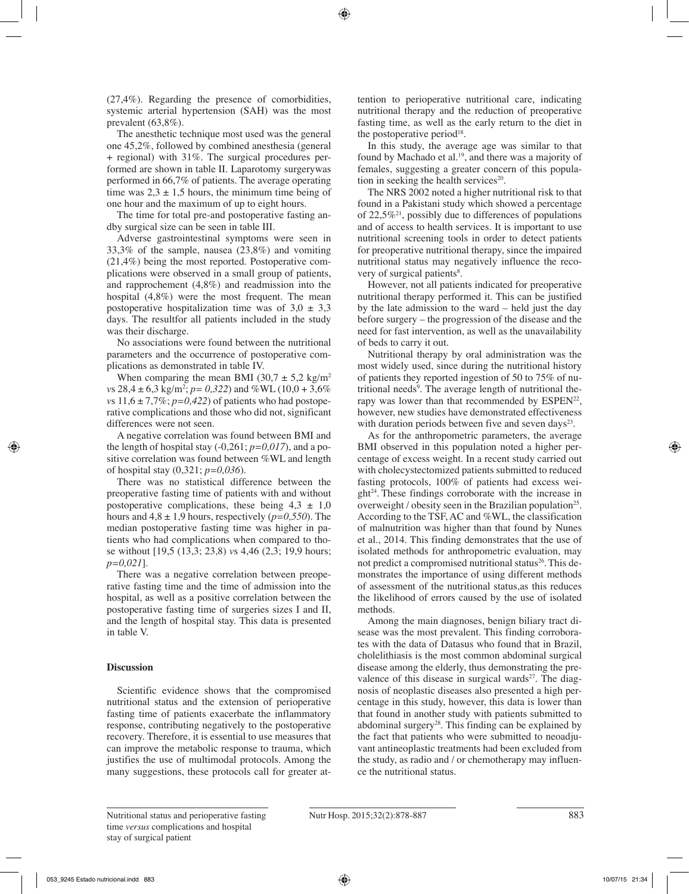(27,4%). Regarding the presence of comorbidities, systemic arterial hypertension (SAH) was the most prevalent (63,8%).

The anesthetic technique most used was the general one 45,2%, followed by combined anesthesia (general + regional) with 31%. The surgical procedures performed are shown in table II. Laparotomy surgerywas performed in 66,7% of patients. The average operating time was 2,3 ± 1,5 hours, the minimum time being of one hour and the maximum of up to eight hours.

The time for total pre-and postoperative fasting andby surgical size can be seen in table III.

Adverse gastrointestinal symptoms were seen in 33,3% of the sample, nausea (23,8%) and vomiting (21,4%) being the most reported. Postoperative complications were observed in a small group of patients, and rapprochement (4,8%) and readmission into the hospital (4,8%) were the most frequent. The mean postoperative hospitalization time was of 3,0 ± 3,3 days. The resultfor all patients included in the study was their discharge.

No associations were found between the nutritional parameters and the occurrence of postoperative complications as demonstrated in table IV.

When comparing the mean BMI (30,7 ± 5,2 kg/m[2] *vs* 28,4 ± 6,3 kg/m[2]; *p= 0,322*) and %WL (10,0 + 3,6% *vs* 11,6 ± 7,7%; *p=0,422*) of patients who had postoperative complications and those who did not, significant differences were not seen.

A negative correlation was found between BMI and the length of hospital stay (-0,261; *p=0,017*), and a positive correlation was found between %WL and length of hospital stay (0,321; *p=0,036*).

There was no statistical difference between the preoperative fasting time of patients with and without postoperative complications, these being 4,3 ± 1,0 hours and 4,8 ± 1,9 hours, respectively (*p=0,550*). The median postoperative fasting time was higher in patients who had complications when compared to those without [19,5 (13,3; 23,8) *vs* 4,46 (2,3; 19,9 hours; *p=0,021*].

There was a negative correlation between preoperative fasting time and the time of admission into the hospital, as well as a positive correlation between the postoperative fasting time of surgeries sizes I and II, and the length of hospital stay. This data is presented in table V.

## Discussion

Scientific evidence shows that the compromised nutritional status and the extension of perioperative fasting time of patients exacerbate the inflammatory response, contributing negatively to the postoperative recovery. Therefore, it is essential to use measures that can improve the metabolic response to trauma, which justifies the use of multimodal protocols. Among the many suggestions, these protocols call for greater attention to perioperative nutritional care, indicating nutritional therapy and the reduction of preoperative fasting time, as well as the early return to the diet in the postoperative period[18].

In this study, the average age was similar to that found by Machado et al.[19], and there was a majority of females, suggesting a greater concern of this population in seeking the health services[20].

The NRS 2002 noted a higher nutritional risk to that found in a Pakistani study which showed a percentage of 22,5%[21], possibly due to differences of populations and of access to health services. It is important to use nutritional screening tools in order to detect patients for preoperative nutritional therapy, since the impaired nutritional status may negatively influence the recovery of surgical patients[8].

However, not all patients indicated for preoperative nutritional therapy performed it. This can be justified by the late admission to the ward – held just the day before surgery – the progression of the disease and the need for fast intervention, as well as the unavailability of beds to carry it out.

Nutritional therapy by oral administration was the most widely used, since during the nutritional history of patients they reported ingestion of 50 to 75% of nutritional needs[9]. The average length of nutritional therapy was lower than that recommended by ESPEN[22], however, new studies have demonstrated effectiveness with duration periods between five and seven days[23].

As for the anthropometric parameters, the average BMI observed in this population noted a higher percentage of excess weight. In a recent study carried out with cholecystectomized patients submitted to reduced fasting protocols, 100% of patients had excess weight[24]. These findings corroborate with the increase in overweight / obesity seen in the Brazilian population[25]. According to the TSF, AC and %WL, the classification of malnutrition was higher than that found by Nunes et al., 2014. This finding demonstrates that the use of isolated methods for anthropometric evaluation, may not predict a compromised nutritional status[26]. This demonstrates the importance of using different methods of assessment of the nutritional status,as this reduces the likelihood of errors caused by the use of isolated methods.

Among the main diagnoses, benign biliary tract disease was the most prevalent. This finding corroborates with the data of Datasus who found that in Brazil, cholelithiasis is the most common abdominal surgical disease among the elderly, thus demonstrating the prevalence of this disease in surgical wards[27]. The diagnosis of neoplastic diseases also presented a high percentage in this study, however, this data is lower than that found in another study with patients submitted to abdominal surgery[28]. This finding can be explained by the fact that patients who were submitted to neoadjuvant antineoplastic treatments had been excluded from the study, as radio and / or chemotherapy may influence the nutritional status.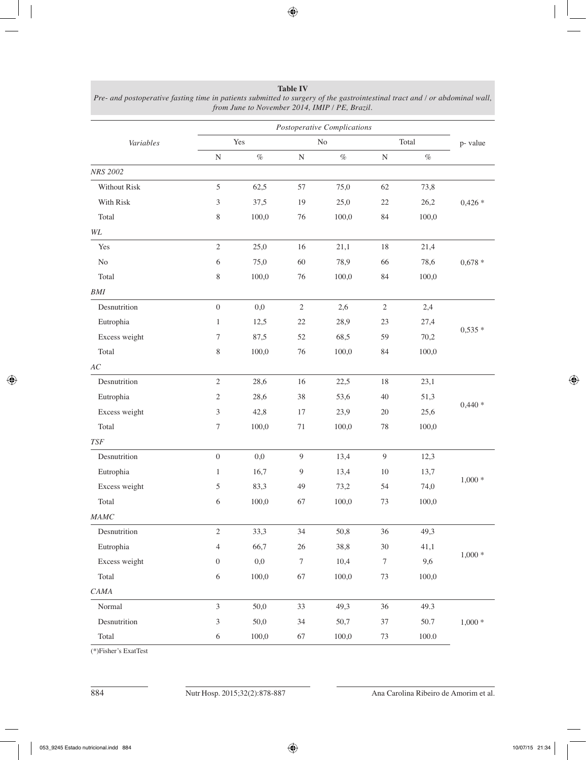**Table IV**
*Pre- and postoperative fasting time in patients submitted to surgery of the gastrointestinal tract and / or abdominal wall, from June to November 2014, IMIP / PE, Brazil.*

| *Variables* | *Postoperative Complications* | | | | | | p- value |
|---|---|---|---|---|---|---|---|
| | Yes | | No | | Total | | |
| | N | % | N | % | N | % | |
| *NRS 2002* | | | | | | | |
| Without Risk | 5 | 62,5 | 57 | 75,0 | 62 | 73,8 | |
| With Risk | 3 | 37,5 | 19 | 25,0 | 22 | 26,2 | 0,426 * |
| Total | 8 | 100,0 | 76 | 100,0 | 84 | 100,0 | |
| *WL* | | | | | | | |
| Yes | 2 | 25,0 | 16 | 21,1 | 18 | 21,4 | |
| No | 6 | 75,0 | 60 | 78,9 | 66 | 78,6 | 0,678 * |
| Total | 8 | 100,0 | 76 | 100,0 | 84 | 100,0 | |
| *BMI* | | | | | | | |
| Desnutrition | 0 | 0,0 | 2 | 2,6 | 2 | 2,4 | |
| Eutrophia | 1 | 12,5 | 22 | 28,9 | 23 | 27,4 | 0,535 * |
| Excess weight | 7 | 87,5 | 52 | 68,5 | 59 | 70,2 | |
| Total | 8 | 100,0 | 76 | 100,0 | 84 | 100,0 | |
| *AC* | | | | | | | |
| Desnutrition | 2 | 28,6 | 16 | 22,5 | 18 | 23,1 | |
| Eutrophia | 2 | 28,6 | 38 | 53,6 | 40 | 51,3 | 0,440 * |
| Excess weight | 3 | 42,8 | 17 | 23,9 | 20 | 25,6 | |
| Total | 7 | 100,0 | 71 | 100,0 | 78 | 100,0 | |
| *TSF* | | | | | | | |
| Desnutrition | 0 | 0,0 | 9 | 13,4 | 9 | 12,3 | |
| Eutrophia | 1 | 16,7 | 9 | 13,4 | 10 | 13,7 | 1,000 * |
| Excess weight | 5 | 83,3 | 49 | 73,2 | 54 | 74,0 | |
| Total | 6 | 100,0 | 67 | 100,0 | 73 | 100,0 | |
| *MAMC* | | | | | | | |
| Desnutrition | 2 | 33,3 | 34 | 50,8 | 36 | 49,3 | |
| Eutrophia | 4 | 66,7 | 26 | 38,8 | 30 | 41,1 | 1,000 * |
| Excess weight | 0 | 0,0 | 7 | 10,4 | 7 | 9,6 | |
| Total | 6 | 100,0 | 67 | 100,0 | 73 | 100,0 | |
| *CAMA* | | | | | | | |
| Normal | 3 | 50,0 | 33 | 49,3 | 36 | 49.3 | |
| Desnutrition | 3 | 50,0 | 34 | 50,7 | 37 | 50.7 | 1,000 * |
| Total | 6 | 100,0 | 67 | 100,0 | 73 | 100.0 | |

(*)Fisher's ExatTest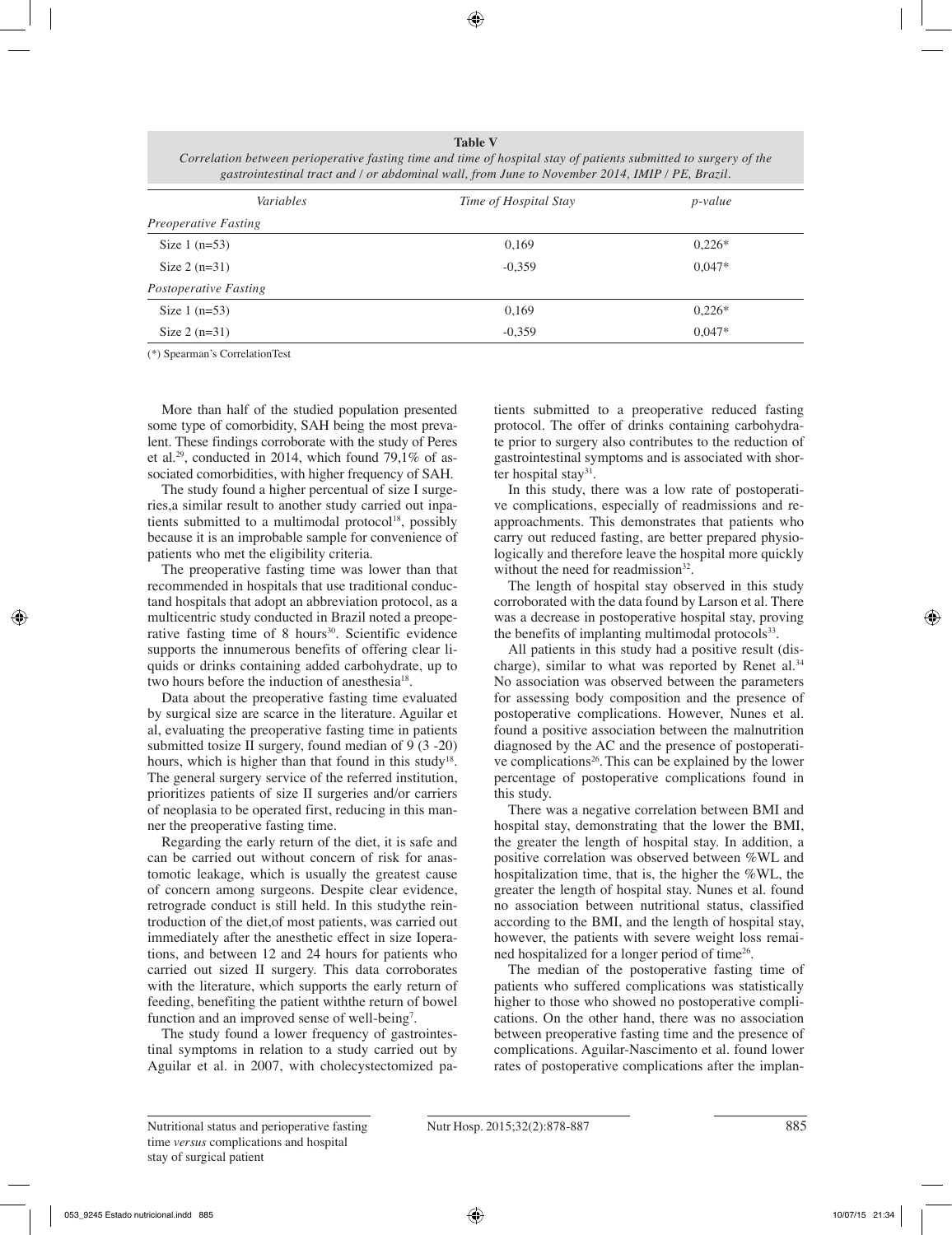**Table V**

*Correlation between perioperative fasting time and time of hospital stay of patients submitted to surgery of the gastrointestinal tract and / or abdominal wall, from June to November 2014, IMIP / PE, Brazil.*

| *Variables* | *Time of Hospital Stay* | *p-value* |
|---|---|---|
| *Preoperative Fasting* | | |
| Size 1 (n=53) | 0,169 | 0,226* |
| Size 2 (n=31) | -0,359 | 0,047* |
| *Postoperative Fasting* | | |
| Size 1 (n=53) | 0,169 | 0,226* |
| Size 2 (n=31) | -0,359 | 0,047* |

(*) Spearman's CorrelationTest

More than half of the studied population presented some type of comorbidity, SAH being the most prevalent. These findings corroborate with the study of Peres et al.[29], conducted in 2014, which found 79,1% of associated comorbidities, with higher frequency of SAH.

The study found a higher percentual of size I surgeries,a similar result to another study carried out inpatients submitted to a multimodal protocol[18], possibly because it is an improbable sample for convenience of patients who met the eligibility criteria.

The preoperative fasting time was lower than that recommended in hospitals that use traditional conductand hospitals that adopt an abbreviation protocol, as a multicentric study conducted in Brazil noted a preoperative fasting time of 8 hours[30]. Scientific evidence supports the innumerous benefits of offering clear liquids or drinks containing added carbohydrate, up to two hours before the induction of anesthesia[18].

Data about the preoperative fasting time evaluated by surgical size are scarce in the literature. Aguilar et al, evaluating the preoperative fasting time in patients submitted tosize II surgery, found median of 9 (3 -20) hours, which is higher than that found in this study[18]. The general surgery service of the referred institution, prioritizes patients of size II surgeries and/or carriers of neoplasia to be operated first, reducing in this manner the preoperative fasting time.

Regarding the early return of the diet, it is safe and can be carried out without concern of risk for anastomotic leakage, which is usually the greatest cause of concern among surgeons. Despite clear evidence, retrograde conduct is still held. In this studythe reintroduction of the diet,of most patients, was carried out immediately after the anesthetic effect in size Ioperations, and between 12 and 24 hours for patients who carried out sized II surgery. This data corroborates with the literature, which supports the early return of feeding, benefiting the patient withthe return of bowel function and an improved sense of well-being[7].

The study found a lower frequency of gastrointestinal symptoms in relation to a study carried out by Aguilar et al. in 2007, with cholecystectomized patients submitted to a preoperative reduced fasting protocol. The offer of drinks containing carbohydrate prior to surgery also contributes to the reduction of gastrointestinal symptoms and is associated with shorter hospital stay[31].

In this study, there was a low rate of postoperative complications, especially of readmissions and reapproachments. This demonstrates that patients who carry out reduced fasting, are better prepared physiologically and therefore leave the hospital more quickly without the need for readmission[32].

The length of hospital stay observed in this study corroborated with the data found by Larson et al. There was a decrease in postoperative hospital stay, proving the benefits of implanting multimodal protocols[33].

All patients in this study had a positive result (discharge), similar to what was reported by Renet al.[34] No association was observed between the parameters for assessing body composition and the presence of postoperative complications. However, Nunes et al. found a positive association between the malnutrition diagnosed by the AC and the presence of postoperative complications[26]. This can be explained by the lower percentage of postoperative complications found in this study.

There was a negative correlation between BMI and hospital stay, demonstrating that the lower the BMI, the greater the length of hospital stay. In addition, a positive correlation was observed between %WL and hospitalization time, that is, the higher the %WL, the greater the length of hospital stay. Nunes et al. found no association between nutritional status, classified according to the BMI, and the length of hospital stay, however, the patients with severe weight loss remained hospitalized for a longer period of time[26].

The median of the postoperative fasting time of patients who suffered complications was statistically higher to those who showed no postoperative complications. On the other hand, there was no association between preoperative fasting time and the presence of complications. Aguilar-Nascimento et al. found lower rates of postoperative complications after the implan-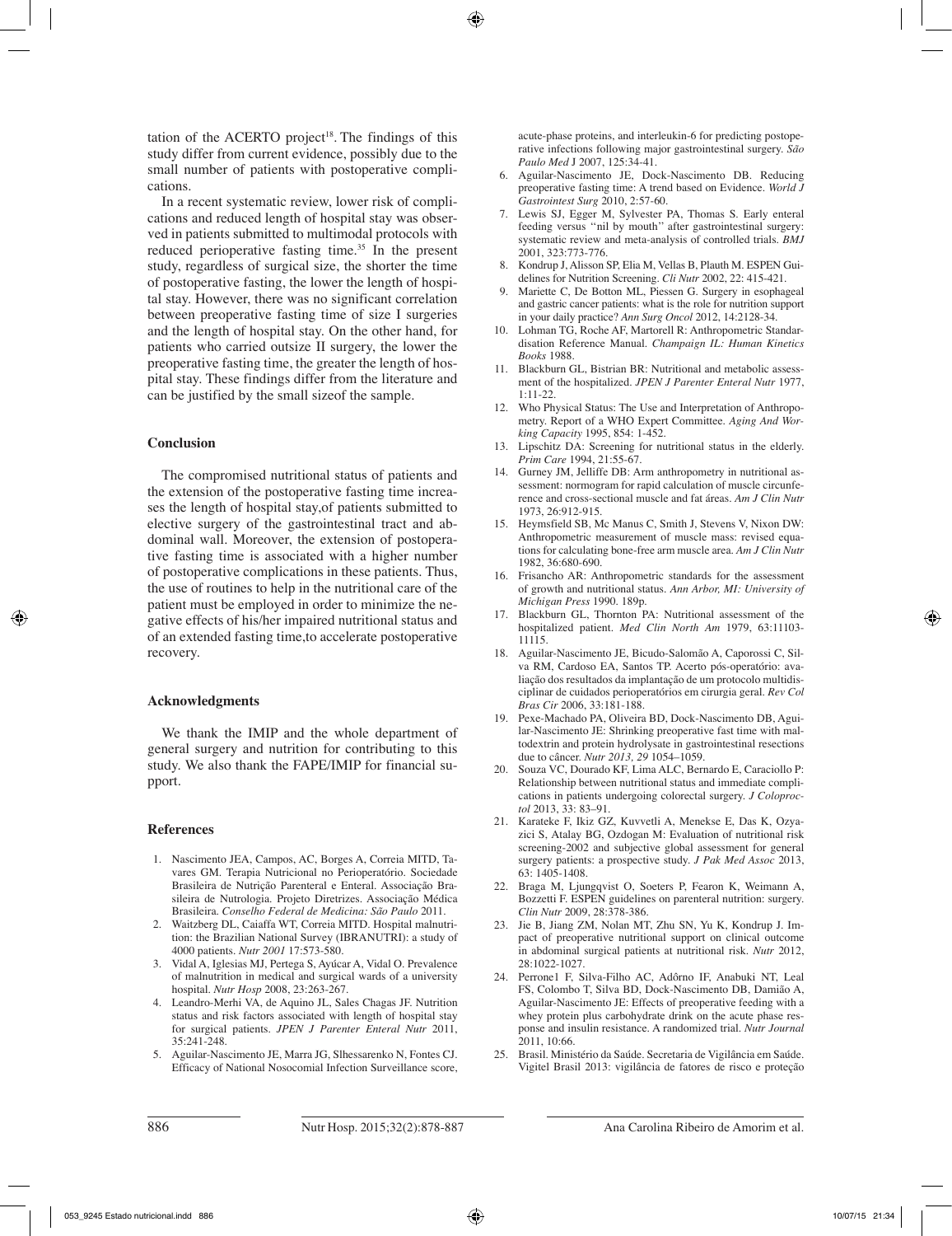tation of the ACERTO project[18]. The findings of this study differ from current evidence, possibly due to the small number of patients with postoperative complications.

In a recent systematic review, lower risk of complications and reduced length of hospital stay was observed in patients submitted to multimodal protocols with reduced perioperative fasting time.[35] In the present study, regardless of surgical size, the shorter the time of postoperative fasting, the lower the length of hospital stay. However, there was no significant correlation between preoperative fasting time of size I surgeries and the length of hospital stay. On the other hand, for patients who carried outsize II surgery, the lower the preoperative fasting time, the greater the length of hospital stay. These findings differ from the literature and can be justified by the small sizeof the sample.

## Conclusion

The compromised nutritional status of patients and the extension of the postoperative fasting time increases the length of hospital stay,of patients submitted to elective surgery of the gastrointestinal tract and abdominal wall. Moreover, the extension of postoperative fasting time is associated with a higher number of postoperative complications in these patients. Thus, the use of routines to help in the nutritional care of the patient must be employed in order to minimize the negative effects of his/her impaired nutritional status and of an extended fasting time,to accelerate postoperative recovery.

## Acknowledgments

We thank the IMIP and the whole department of general surgery and nutrition for contributing to this study. We also thank the FAPE/IMIP for financial support.

## References

1. Nascimento JEA, Campos, AC, Borges A, Correia MITD, Tavares GM. Terapia Nutricional no Perioperatório. Sociedade Brasileira de Nutrição Parenteral e Enteral. Associação Brasileira de Nutrologia. Projeto Diretrizes. Associação Médica Brasileira. *Conselho Federal de Medicina: São Paulo* 2011.
2. Waitzberg DL, Caiaffa WT, Correia MITD. Hospital malnutrition: the Brazilian National Survey (IBRANUTRI): a study of 4000 patients. *Nutr 2001* 17:573-580.
3. Vidal A, Iglesias MJ, Pertega S, Ayúcar A, Vidal O. Prevalence of malnutrition in medical and surgical wards of a university hospital. *Nutr Hosp* 2008, 23:263-267.
4. Leandro-Merhi VA, de Aquino JL, Sales Chagas JF. Nutrition status and risk factors associated with length of hospital stay for surgical patients. *JPEN J Parenter Enteral Nutr* 2011, 35:241-248.
5. Aguilar-Nascimento JE, Marra JG, Slhessarenko N, Fontes CJ. Efficacy of National Nosocomial Infection Surveillance score, acute-phase proteins, and interleukin-6 for predicting postoperative infections following major gastrointestinal surgery. *São Paulo Med* J 2007, 125:34-41.
6. Aguilar-Nascimento JE, Dock-Nascimento DB. Reducing preoperative fasting time: A trend based on Evidence. *World J Gastrointest Surg* 2010, 2:57-60.
7. Lewis SJ, Egger M, Sylvester PA, Thomas S. Early enteral feeding versus ''nil by mouth'' after gastrointestinal surgery: systematic review and meta-analysis of controlled trials. *BMJ* 2001, 323:773-776.
8. Kondrup J, Alisson SP, Elia M, Vellas B, Plauth M. ESPEN Guidelines for Nutrition Screening. *Cli Nutr* 2002, 22: 415-421.
9. Mariette C, De Botton ML, Piessen G. Surgery in esophageal and gastric cancer patients: what is the role for nutrition support in your daily practice? *Ann Surg Oncol* 2012, 14:2128-34.
10. Lohman TG, Roche AF, Martorell R: Anthropometric Standardisation Reference Manual. *Champaign IL: Human Kinetics Books* 1988.
11. Blackburn GL, Bistrian BR: Nutritional and metabolic assessment of the hospitalized. *JPEN J Parenter Enteral Nutr* 1977, 1:11-22.
12. Who Physical Status: The Use and Interpretation of Anthropometry. Report of a WHO Expert Committee. *Aging And Working Capacity* 1995, 854: 1-452.
13. Lipschitz DA: Screening for nutritional status in the elderly. *Prim Care* 1994, 21:55-67.
14. Gurney JM, Jelliffe DB: Arm anthropometry in nutritional assessment: normogram for rapid calculation of muscle circunference and cross-sectional muscle and fat áreas. *Am J Clin Nutr* 1973, 26:912-915.
15. Heymsfield SB, Mc Manus C, Smith J, Stevens V, Nixon DW: Anthropometric measurement of muscle mass: revised equations for calculating bone-free arm muscle area. *Am J Clin Nutr* 1982, 36:680-690.
16. Frisancho AR: Anthropometric standards for the assessment of growth and nutritional status. *Ann Arbor, MI: University of Michigan Press* 1990. 189p.
17. Blackburn GL, Thornton PA: Nutritional assessment of the hospitalized patient. *Med Clin North Am* 1979, 63:11103-11115.
18. Aguilar-Nascimento JE, Bicudo-Salomão A, Caporossi C, Silva RM, Cardoso EA, Santos TP. Acerto pós-operatório: avaliação dos resultados da implantação de um protocolo multidisciplinar de cuidados perioperatórios em cirurgia geral. *Rev Col Bras Cir* 2006, 33:181-188.
19. Pexe-Machado PA, Oliveira BD, Dock-Nascimento DB, Aguilar-Nascimento JE: Shrinking preoperative fast time with maltodextrin and protein hydrolysate in gastrointestinal resections due to câncer. *Nutr 2013, 29* 1054–1059.
20. Souza VC, Dourado KF, Lima ALC, Bernardo E, Caraciollo P: Relationship between nutritional status and immediate complications in patients undergoing colorectal surgery. *J Coloproctol* 2013, 33: 83–91.
21. Karateke F, Ikiz GZ, Kuvvetli A, Menekse E, Das K, Ozyazici S, Atalay BG, Ozdogan M: Evaluation of nutritional risk screening-2002 and subjective global assessment for general surgery patients: a prospective study. *J Pak Med Assoc* 2013, 63: 1405-1408.
22. Braga M, Ljungqvist O, Soeters P, Fearon K, Weimann A, Bozzetti F. ESPEN guidelines on parenteral nutrition: surgery. *Clin Nutr* 2009, 28:378-386.
23. Jie B, Jiang ZM, Nolan MT, Zhu SN, Yu K, Kondrup J. Impact of preoperative nutritional support on clinical outcome in abdominal surgical patients at nutritional risk. *Nutr* 2012, 28:1022-1027.
24. Perrone1 F, Silva-Filho AC, Adôrno IF, Anabuki NT, Leal FS, Colombo T, Silva BD, Dock-Nascimento DB, Damião A, Aguilar-Nascimento JE: Effects of preoperative feeding with a whey protein plus carbohydrate drink on the acute phase response and insulin resistance. A randomized trial. *Nutr Journal* 2011, 10:66.
25. Brasil. Ministério da Saúde. Secretaria de Vigilância em Saúde. Vigitel Brasil 2013: vigilância de fatores de risco e proteção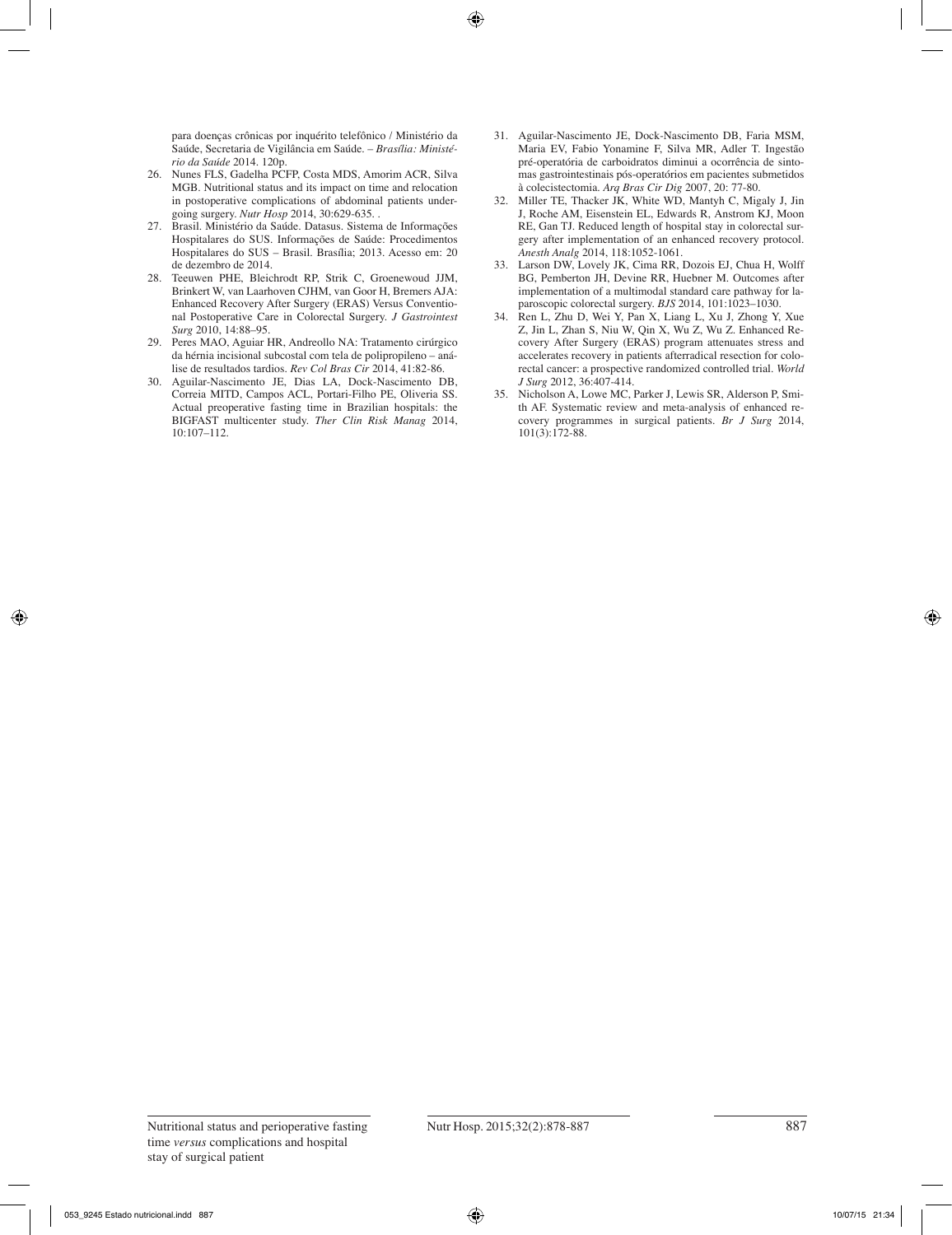para doenças crônicas por inquérito telefônico / Ministério da Saúde, Secretaria de Vigilância em Saúde. – *Brasília: Ministério da Saúde* 2014. 120p.

26. Nunes FLS, Gadelha PCFP, Costa MDS, Amorim ACR, Silva MGB. Nutritional status and its impact on time and relocation in postoperative complications of abdominal patients undergoing surgery. *Nutr Hosp* 2014, 30:629-635. .
27. Brasil. Ministério da Saúde. Datasus. Sistema de Informações Hospitalares do SUS. Informações de Saúde: Procedimentos Hospitalares do SUS – Brasil. Brasília; 2013. Acesso em: 20 de dezembro de 2014.
28. Teeuwen PHE, Bleichrodt RP, Strik C, Groenewoud JJM, Brinkert W, van Laarhoven CJHM, van Goor H, Bremers AJA: Enhanced Recovery After Surgery (ERAS) Versus Conventional Postoperative Care in Colorectal Surgery. *J Gastrointest Surg* 2010, 14:88–95.
29. Peres MAO, Aguiar HR, Andreollo NA: Tratamento cirúrgico da hérnia incisional subcostal com tela de polipropileno – análise de resultados tardios. *Rev Col Bras Cir* 2014, 41:82-86.
30. Aguilar-Nascimento JE, Dias LA, Dock-Nascimento DB, Correia MITD, Campos ACL, Portari-Filho PE, Oliveria SS. Actual preoperative fasting time in Brazilian hospitals: the BIGFAST multicenter study. *Ther Clin Risk Manag* 2014, 10:107–112.
31. Aguilar-Nascimento JE, Dock-Nascimento DB, Faria MSM, Maria EV, Fabio Yonamine F, Silva MR, Adler T. Ingestão pré-operatória de carboidratos diminui a ocorrência de sintomas gastrointestinais pós-operatórios em pacientes submetidos à colecistectomia. *Arq Bras Cir Dig* 2007, 20: 77-80.
32. Miller TE, Thacker JK, White WD, Mantyh C, Migaly J, Jin J, Roche AM, Eisenstein EL, Edwards R, Anstrom KJ, Moon RE, Gan TJ. Reduced length of hospital stay in colorectal surgery after implementation of an enhanced recovery protocol. *Anesth Analg* 2014, 118:1052-1061.
33. Larson DW, Lovely JK, Cima RR, Dozois EJ, Chua H, Wolff BG, Pemberton JH, Devine RR, Huebner M. Outcomes after implementation of a multimodal standard care pathway for laparoscopic colorectal surgery. *BJS* 2014, 101:1023–1030.
34. Ren L, Zhu D, Wei Y, Pan X, Liang L, Xu J, Zhong Y, Xue Z, Jin L, Zhan S, Niu W, Qin X, Wu Z, Wu Z. Enhanced Recovery After Surgery (ERAS) program attenuates stress and accelerates recovery in patients afterradical resection for colorectal cancer: a prospective randomized controlled trial. *World J Surg* 2012, 36:407-414.
35. Nicholson A, Lowe MC, Parker J, Lewis SR, Alderson P, Smith AF. Systematic review and meta-analysis of enhanced recovery programmes in surgical patients. *Br J Surg* 2014, 101(3):172-88.